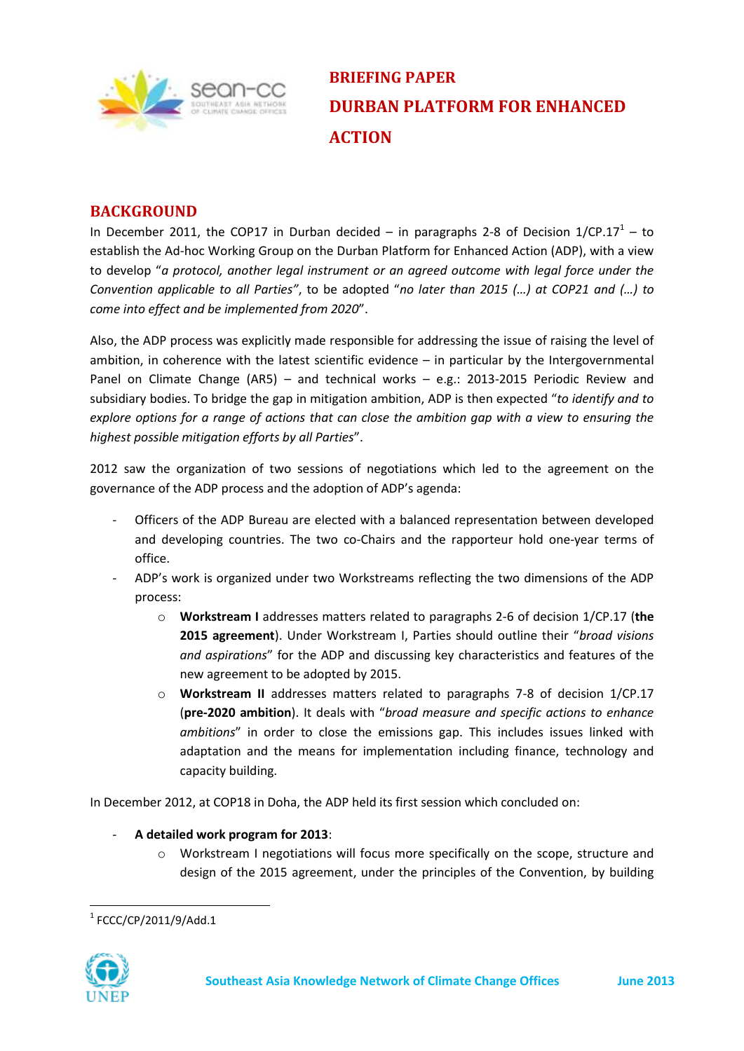# BRIEFING PAPER

# DURBAN PLATFORM FOR ENHANCED ACTION

## BACKGROUND

In December 2011, the COP17 in Durban decided – in paragraphs 2-8 of Decision 1/CP.17[1] – to establish the Ad-hoc Working Group on the Durban Platform for Enhanced Action (ADP), with a view to develop "*a protocol, another legal instrument or an agreed outcome with legal force under the Convention applicable to all Parties*", to be adopted "*no later than 2015 (…) at COP21 and (…) to come into effect and be implemented from 2020*".

Also, the ADP process was explicitly made responsible for addressing the issue of raising the level of ambition, in coherence with the latest scientific evidence – in particular by the Intergovernmental Panel on Climate Change (AR5) – and technical works – e.g.: 2013-2015 Periodic Review and subsidiary bodies. To bridge the gap in mitigation ambition, ADP is then expected "*to identify and to explore options for a range of actions that can close the ambition gap with a view to ensuring the highest possible mitigation efforts by all Parties*".

2012 saw the organization of two sessions of negotiations which led to the agreement on the governance of the ADP process and the adoption of ADP's agenda:

- Officers of the ADP Bureau are elected with a balanced representation between developed and developing countries. The two co-Chairs and the rapporteur hold one-year terms of office.
- ADP's work is organized under two Workstreams reflecting the two dimensions of the ADP process:
    - **Workstream I** addresses matters related to paragraphs 2-6 of decision 1/CP.17 (**the 2015 agreement**). Under Workstream I, Parties should outline their "*broad visions and aspirations*" for the ADP and discussing key characteristics and features of the new agreement to be adopted by 2015.
    - **Workstream II** addresses matters related to paragraphs 7-8 of decision 1/CP.17 (**pre-2020 ambition**). It deals with "*broad measure and specific actions to enhance ambitions*" in order to close the emissions gap. This includes issues linked with adaptation and the means for implementation including finance, technology and capacity building.

In December 2012, at COP18 in Doha, the ADP held its first session which concluded on:

- **A detailed work program for 2013**:
    - Workstream I negotiations will focus more specifically on the scope, structure and design of the 2015 agreement, under the principles of the Convention, by building

[1] FCCC/CP/2011/9/Add.1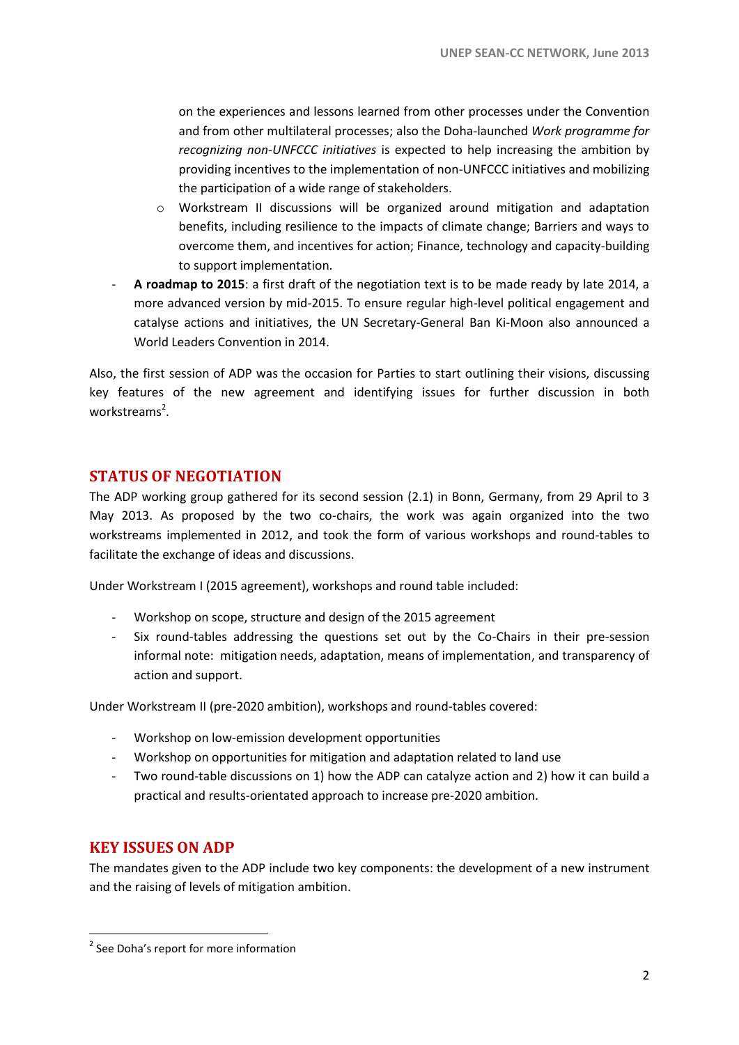on the experiences and lessons learned from other processes under the Convention and from other multilateral processes; also the Doha-launched *Work programme for recognizing non-UNFCCC initiatives* is expected to help increasing the ambition by providing incentives to the implementation of non-UNFCCC initiatives and mobilizing the participation of a wide range of stakeholders.

  - Workstream II discussions will be organized around mitigation and adaptation benefits, including resilience to the impacts of climate change; Barriers and ways to overcome them, and incentives for action; Finance, technology and capacity-building to support implementation.

- **A roadmap to 2015**: a first draft of the negotiation text is to be made ready by late 2014, a more advanced version by mid-2015. To ensure regular high-level political engagement and catalyse actions and initiatives, the UN Secretary-General Ban Ki-Moon also announced a World Leaders Convention in 2014.

Also, the first session of ADP was the occasion for Parties to start outlining their visions, discussing key features of the new agreement and identifying issues for further discussion in both workstreams[2].

## STATUS OF NEGOTIATION

The ADP working group gathered for its second session (2.1) in Bonn, Germany, from 29 April to 3 May 2013. As proposed by the two co-chairs, the work was again organized into the two workstreams implemented in 2012, and took the form of various workshops and round-tables to facilitate the exchange of ideas and discussions.

Under Workstream I (2015 agreement), workshops and round table included:

- Workshop on scope, structure and design of the 2015 agreement
- Six round-tables addressing the questions set out by the Co-Chairs in their pre-session informal note: mitigation needs, adaptation, means of implementation, and transparency of action and support.

Under Workstream II (pre-2020 ambition), workshops and round-tables covered:

- Workshop on low-emission development opportunities
- Workshop on opportunities for mitigation and adaptation related to land use
- Two round-table discussions on 1) how the ADP can catalyze action and 2) how it can build a practical and results-orientated approach to increase pre-2020 ambition.

## KEY ISSUES ON ADP

The mandates given to the ADP include two key components: the development of a new instrument and the raising of levels of mitigation ambition.

[2] See Doha's report for more information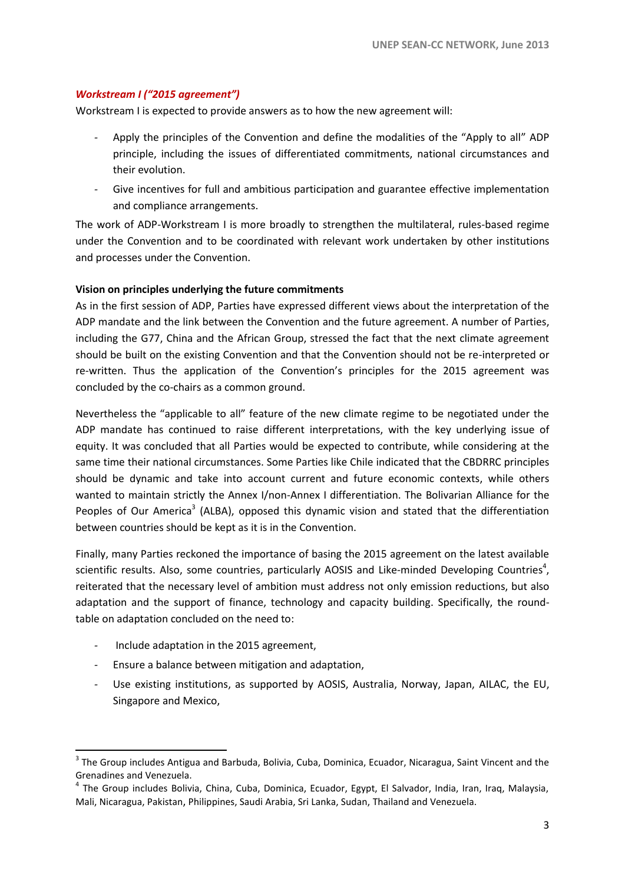***Workstream I ("2015 agreement")***

Workstream I is expected to provide answers as to how the new agreement will:

- Apply the principles of the Convention and define the modalities of the "Apply to all" ADP principle, including the issues of differentiated commitments, national circumstances and their evolution.
- Give incentives for full and ambitious participation and guarantee effective implementation and compliance arrangements.

The work of ADP-Workstream I is more broadly to strengthen the multilateral, rules-based regime under the Convention and to be coordinated with relevant work undertaken by other institutions and processes under the Convention.

**Vision on principles underlying the future commitments**

As in the first session of ADP, Parties have expressed different views about the interpretation of the ADP mandate and the link between the Convention and the future agreement. A number of Parties, including the G77, China and the African Group, stressed the fact that the next climate agreement should be built on the existing Convention and that the Convention should not be re-interpreted or re-written. Thus the application of the Convention's principles for the 2015 agreement was concluded by the co-chairs as a common ground.

Nevertheless the "applicable to all" feature of the new climate regime to be negotiated under the ADP mandate has continued to raise different interpretations, with the key underlying issue of equity. It was concluded that all Parties would be expected to contribute, while considering at the same time their national circumstances. Some Parties like Chile indicated that the CBDRRC principles should be dynamic and take into account current and future economic contexts, while others wanted to maintain strictly the Annex I/non-Annex I differentiation. The Bolivarian Alliance for the Peoples of Our America[3] (ALBA), opposed this dynamic vision and stated that the differentiation between countries should be kept as it is in the Convention.

Finally, many Parties reckoned the importance of basing the 2015 agreement on the latest available scientific results. Also, some countries, particularly AOSIS and Like-minded Developing Countries[4], reiterated that the necessary level of ambition must address not only emission reductions, but also adaptation and the support of finance, technology and capacity building. Specifically, the round-table on adaptation concluded on the need to:

- Include adaptation in the 2015 agreement,
- Ensure a balance between mitigation and adaptation,
- Use existing institutions, as supported by AOSIS, Australia, Norway, Japan, AILAC, the EU, Singapore and Mexico,

[3] The Group includes Antigua and Barbuda, Bolivia, Cuba, Dominica, Ecuador, Nicaragua, Saint Vincent and the Grenadines and Venezuela.

[4] The Group includes Bolivia, China, Cuba, Dominica, Ecuador, Egypt, El Salvador, India, Iran, Iraq, Malaysia, Mali, Nicaragua, Pakistan, Philippines, Saudi Arabia, Sri Lanka, Sudan, Thailand and Venezuela.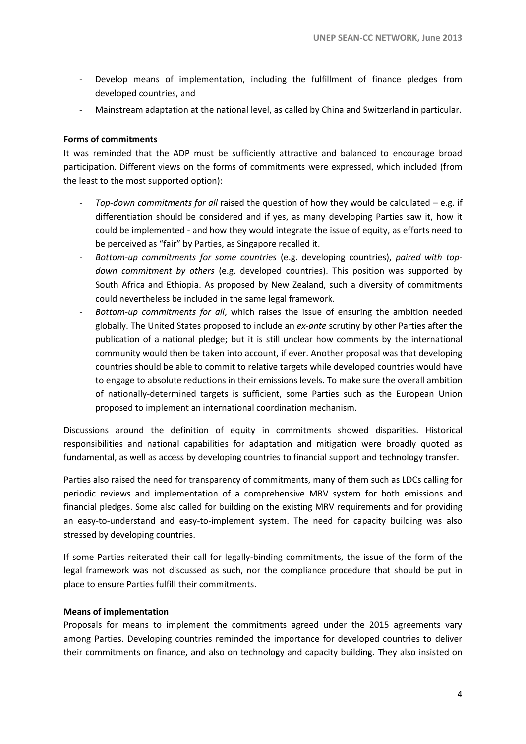- Develop means of implementation, including the fulfillment of finance pledges from developed countries, and
- Mainstream adaptation at the national level, as called by China and Switzerland in particular.

**Forms of commitments**

It was reminded that the ADP must be sufficiently attractive and balanced to encourage broad participation. Different views on the forms of commitments were expressed, which included (from the least to the most supported option):

- *Top-down commitments for all* raised the question of how they would be calculated – e.g. if differentiation should be considered and if yes, as many developing Parties saw it, how it could be implemented - and how they would integrate the issue of equity, as efforts need to be perceived as "fair" by Parties, as Singapore recalled it.
- *Bottom-up commitments for some countries* (e.g. developing countries), *paired with top-down commitment by others* (e.g. developed countries). This position was supported by South Africa and Ethiopia. As proposed by New Zealand, such a diversity of commitments could nevertheless be included in the same legal framework.
- *Bottom-up commitments for all*, which raises the issue of ensuring the ambition needed globally. The United States proposed to include an *ex-ante* scrutiny by other Parties after the publication of a national pledge; but it is still unclear how comments by the international community would then be taken into account, if ever. Another proposal was that developing countries should be able to commit to relative targets while developed countries would have to engage to absolute reductions in their emissions levels. To make sure the overall ambition of nationally-determined targets is sufficient, some Parties such as the European Union proposed to implement an international coordination mechanism.

Discussions around the definition of equity in commitments showed disparities. Historical responsibilities and national capabilities for adaptation and mitigation were broadly quoted as fundamental, as well as access by developing countries to financial support and technology transfer.

Parties also raised the need for transparency of commitments, many of them such as LDCs calling for periodic reviews and implementation of a comprehensive MRV system for both emissions and financial pledges. Some also called for building on the existing MRV requirements and for providing an easy-to-understand and easy-to-implement system. The need for capacity building was also stressed by developing countries.

If some Parties reiterated their call for legally-binding commitments, the issue of the form of the legal framework was not discussed as such, nor the compliance procedure that should be put in place to ensure Parties fulfill their commitments.

**Means of implementation**

Proposals for means to implement the commitments agreed under the 2015 agreements vary among Parties. Developing countries reminded the importance for developed countries to deliver their commitments on finance, and also on technology and capacity building. They also insisted on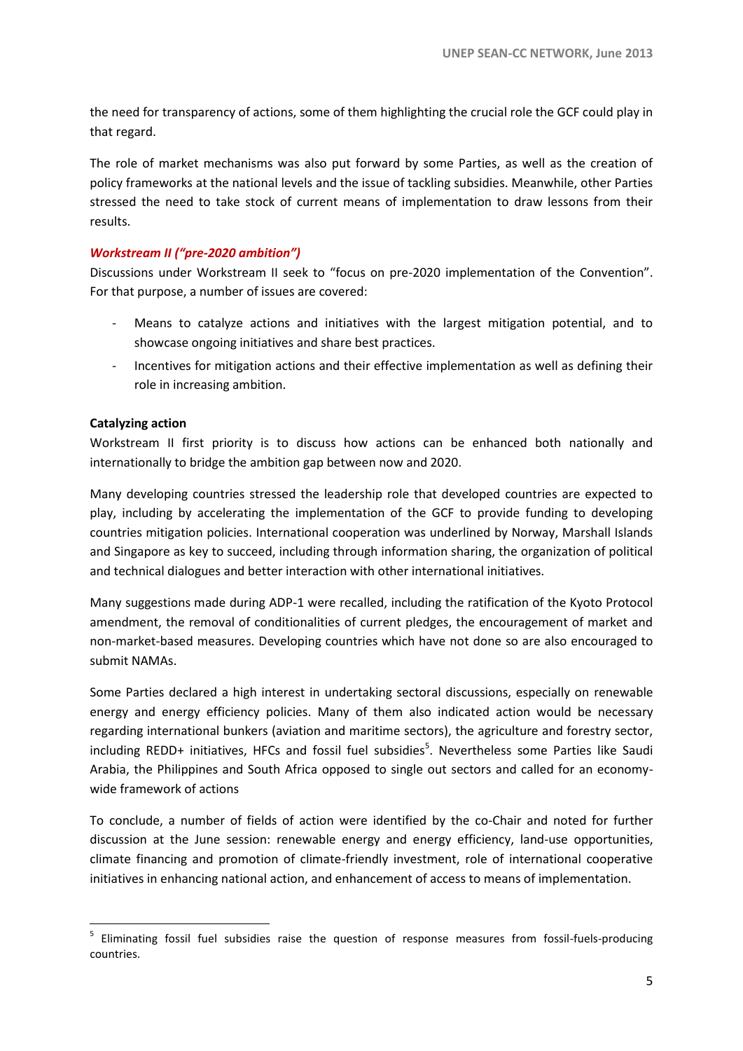the need for transparency of actions, some of them highlighting the crucial role the GCF could play in that regard.

The role of market mechanisms was also put forward by some Parties, as well as the creation of policy frameworks at the national levels and the issue of tackling subsidies. Meanwhile, other Parties stressed the need to take stock of current means of implementation to draw lessons from their results.

### *Workstream II ("pre-2020 ambition")*

Discussions under Workstream II seek to "focus on pre-2020 implementation of the Convention". For that purpose, a number of issues are covered:

- Means to catalyze actions and initiatives with the largest mitigation potential, and to showcase ongoing initiatives and share best practices.
- Incentives for mitigation actions and their effective implementation as well as defining their role in increasing ambition.

**Catalyzing action**

Workstream II first priority is to discuss how actions can be enhanced both nationally and internationally to bridge the ambition gap between now and 2020.

Many developing countries stressed the leadership role that developed countries are expected to play, including by accelerating the implementation of the GCF to provide funding to developing countries mitigation policies. International cooperation was underlined by Norway, Marshall Islands and Singapore as key to succeed, including through information sharing, the organization of political and technical dialogues and better interaction with other international initiatives.

Many suggestions made during ADP-1 were recalled, including the ratification of the Kyoto Protocol amendment, the removal of conditionalities of current pledges, the encouragement of market and non-market-based measures. Developing countries which have not done so are also encouraged to submit NAMAs.

Some Parties declared a high interest in undertaking sectoral discussions, especially on renewable energy and energy efficiency policies. Many of them also indicated action would be necessary regarding international bunkers (aviation and maritime sectors), the agriculture and forestry sector, including REDD+ initiatives, HFCs and fossil fuel subsidies[5]. Nevertheless some Parties like Saudi Arabia, the Philippines and South Africa opposed to single out sectors and called for an economy-wide framework of actions

To conclude, a number of fields of action were identified by the co-Chair and noted for further discussion at the June session: renewable energy and energy efficiency, land-use opportunities, climate financing and promotion of climate-friendly investment, role of international cooperative initiatives in enhancing national action, and enhancement of access to means of implementation.

---

[5] Eliminating fossil fuel subsidies raise the question of response measures from fossil-fuels-producing countries.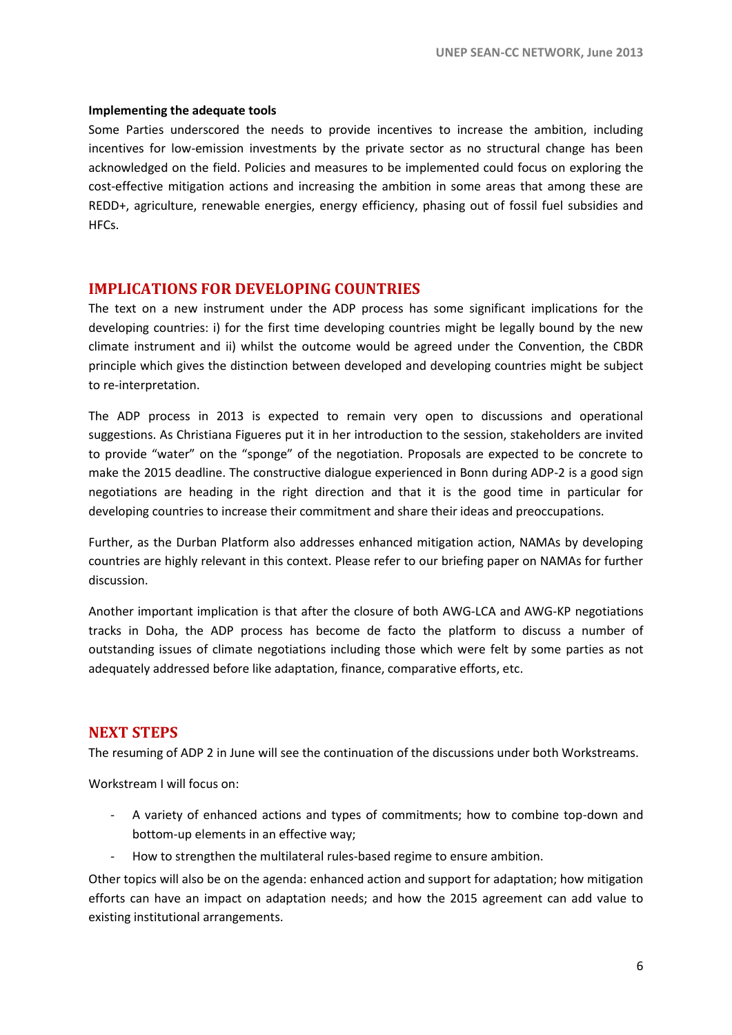**Implementing the adequate tools**

Some Parties underscored the needs to provide incentives to increase the ambition, including incentives for low-emission investments by the private sector as no structural change has been acknowledged on the field. Policies and measures to be implemented could focus on exploring the cost-effective mitigation actions and increasing the ambition in some areas that among these are REDD+, agriculture, renewable energies, energy efficiency, phasing out of fossil fuel subsidies and HFCs.

## IMPLICATIONS FOR DEVELOPING COUNTRIES

The text on a new instrument under the ADP process has some significant implications for the developing countries: i) for the first time developing countries might be legally bound by the new climate instrument and ii) whilst the outcome would be agreed under the Convention, the CBDR principle which gives the distinction between developed and developing countries might be subject to re-interpretation.

The ADP process in 2013 is expected to remain very open to discussions and operational suggestions. As Christiana Figueres put it in her introduction to the session, stakeholders are invited to provide "water" on the "sponge" of the negotiation. Proposals are expected to be concrete to make the 2015 deadline. The constructive dialogue experienced in Bonn during ADP-2 is a good sign negotiations are heading in the right direction and that it is the good time in particular for developing countries to increase their commitment and share their ideas and preoccupations.

Further, as the Durban Platform also addresses enhanced mitigation action, NAMAs by developing countries are highly relevant in this context. Please refer to our briefing paper on NAMAs for further discussion.

Another important implication is that after the closure of both AWG-LCA and AWG-KP negotiations tracks in Doha, the ADP process has become de facto the platform to discuss a number of outstanding issues of climate negotiations including those which were felt by some parties as not adequately addressed before like adaptation, finance, comparative efforts, etc.

## NEXT STEPS

The resuming of ADP 2 in June will see the continuation of the discussions under both Workstreams.

Workstream I will focus on:

- A variety of enhanced actions and types of commitments; how to combine top-down and bottom-up elements in an effective way;
- How to strengthen the multilateral rules-based regime to ensure ambition.

Other topics will also be on the agenda: enhanced action and support for adaptation; how mitigation efforts can have an impact on adaptation needs; and how the 2015 agreement can add value to existing institutional arrangements.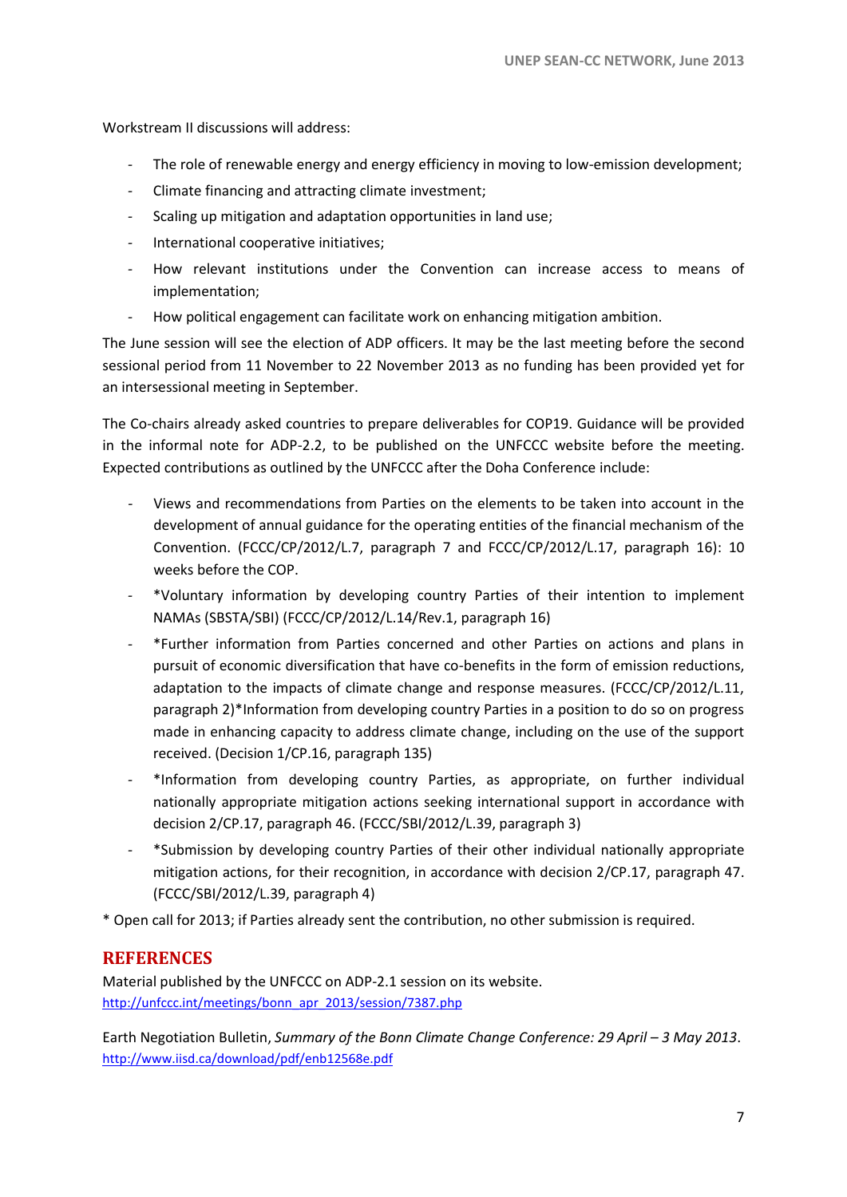Workstream II discussions will address:

- The role of renewable energy and energy efficiency in moving to low-emission development;
- Climate financing and attracting climate investment;
- Scaling up mitigation and adaptation opportunities in land use;
- International cooperative initiatives;
- How relevant institutions under the Convention can increase access to means of implementation;
- How political engagement can facilitate work on enhancing mitigation ambition.

The June session will see the election of ADP officers. It may be the last meeting before the second sessional period from 11 November to 22 November 2013 as no funding has been provided yet for an intersessional meeting in September.

The Co-chairs already asked countries to prepare deliverables for COP19. Guidance will be provided in the informal note for ADP-2.2, to be published on the UNFCCC website before the meeting. Expected contributions as outlined by the UNFCCC after the Doha Conference include:

- Views and recommendations from Parties on the elements to be taken into account in the development of annual guidance for the operating entities of the financial mechanism of the Convention. (FCCC/CP/2012/L.7, paragraph 7 and FCCC/CP/2012/L.17, paragraph 16): 10 weeks before the COP.
- *Voluntary information by developing country Parties of their intention to implement NAMAs (SBSTA/SBI) (FCCC/CP/2012/L.14/Rev.1, paragraph 16)
- *Further information from Parties concerned and other Parties on actions and plans in pursuit of economic diversification that have co-benefits in the form of emission reductions, adaptation to the impacts of climate change and response measures. (FCCC/CP/2012/L.11, paragraph 2)*Information from developing country Parties in a position to do so on progress made in enhancing capacity to address climate change, including on the use of the support received. (Decision 1/CP.16, paragraph 135)
- *Information from developing country Parties, as appropriate, on further individual nationally appropriate mitigation actions seeking international support in accordance with decision 2/CP.17, paragraph 46. (FCCC/SBI/2012/L.39, paragraph 3)
- *Submission by developing country Parties of their other individual nationally appropriate mitigation actions, for their recognition, in accordance with decision 2/CP.17, paragraph 47. (FCCC/SBI/2012/L.39, paragraph 4)

* Open call for 2013; if Parties already sent the contribution, no other submission is required.

## REFERENCES

Material published by the UNFCCC on ADP-2.1 session on its website.
http://unfccc.int/meetings/bonn_apr_2013/session/7387.php

Earth Negotiation Bulletin, *Summary of the Bonn Climate Change Conference: 29 April – 3 May 2013*.
http://www.iisd.ca/download/pdf/enb12568e.pdf